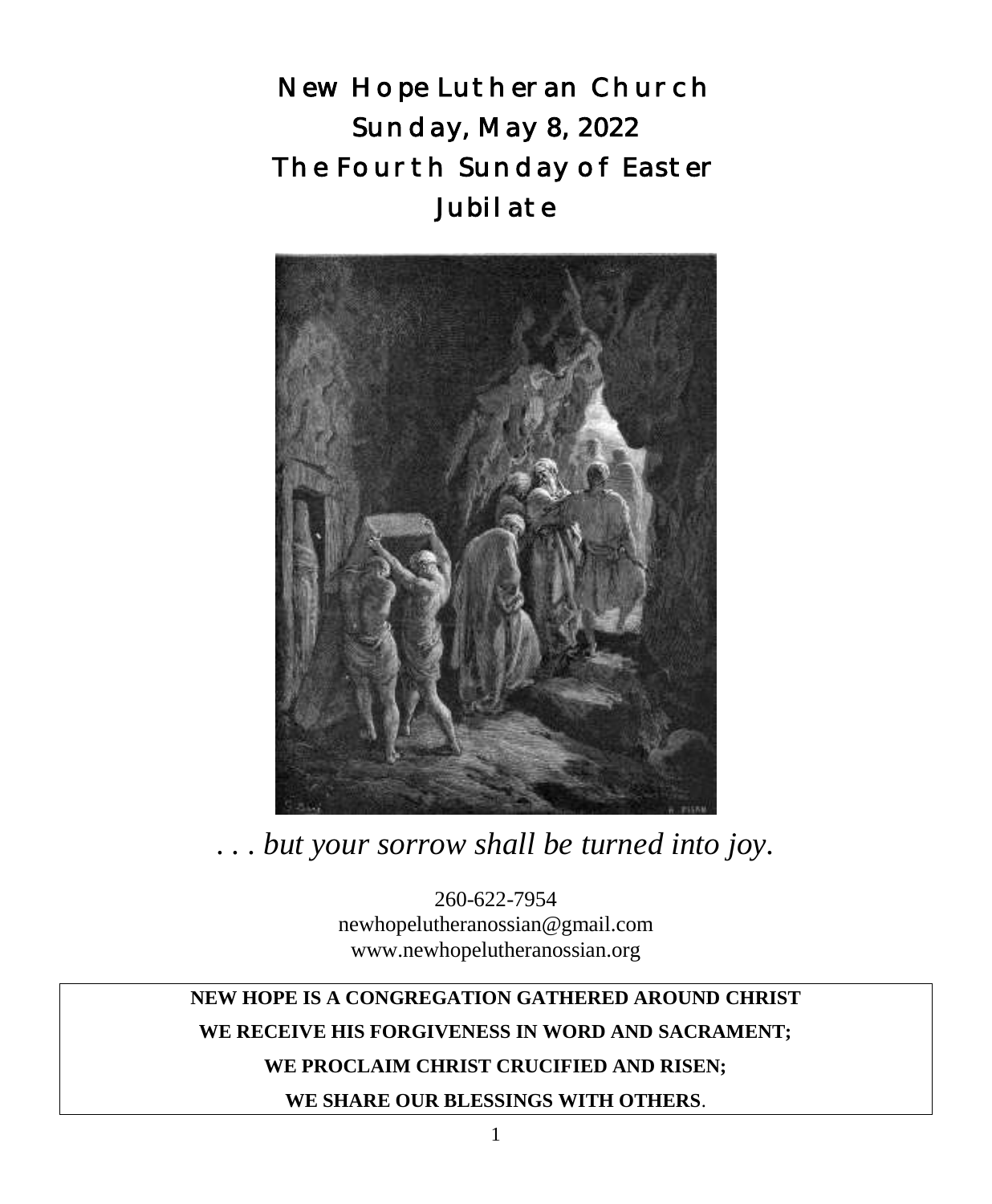# New Hope Lutheran Church
# Sunday, May 8, 2022
# The Fourth Sunday of Easter
# Jubilate

*. . . but your sorrow shall be turned into joy.*

260-622-7954
newhopelutheranossian@gmail.com
www.newhopelutheranossian.org

**NEW HOPE IS A CONGREGATION GATHERED AROUND CHRIST**

**WE RECEIVE HIS FORGIVENESS IN WORD AND SACRAMENT;**

**WE PROCLAIM CHRIST CRUCIFIED AND RISEN;**

**WE SHARE OUR BLESSINGS WITH OTHERS**.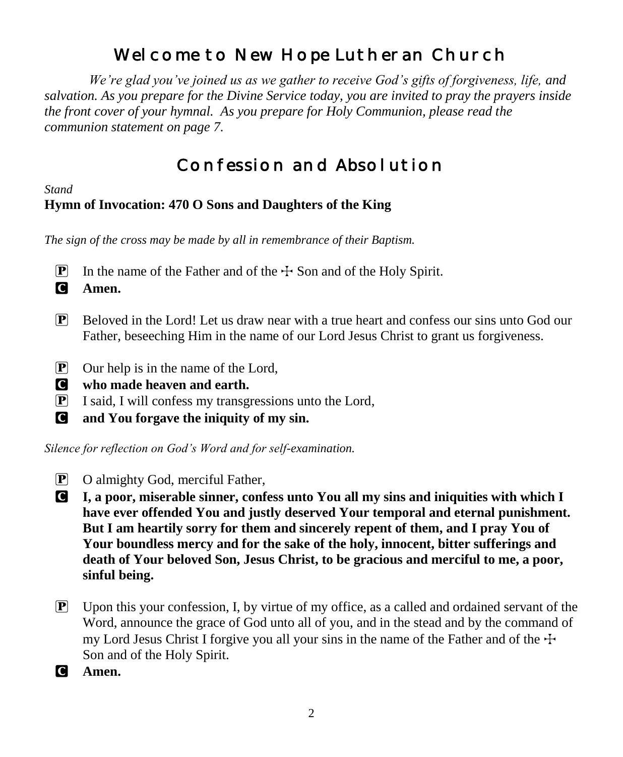# Welcome to New Hope Lutheran Church

*We're glad you've joined us as we gather to receive God's gifts of forgiveness, life, and salvation. As you prepare for the Divine Service today, you are invited to pray the prayers inside the front cover of your hymnal. As you prepare for Holy Communion, please read the communion statement on page 7.*

# Confession and Absolution

*Stand*

**Hymn of Invocation: 470 O Sons and Daughters of the King**

*The sign of the cross may be made by all in remembrance of their Baptism.*

P In the name of the Father and of the ☩ Son and of the Holy Spirit.

C **Amen.**

P Beloved in the Lord! Let us draw near with a true heart and confess our sins unto God our Father, beseeching Him in the name of our Lord Jesus Christ to grant us forgiveness.

P Our help is in the name of the Lord,

C **who made heaven and earth.**

P I said, I will confess my transgressions unto the Lord,

C **and You forgave the iniquity of my sin.**

*Silence for reflection on God's Word and for self-examination.*

P O almighty God, merciful Father,

C **I, a poor, miserable sinner, confess unto You all my sins and iniquities with which I have ever offended You and justly deserved Your temporal and eternal punishment. But I am heartily sorry for them and sincerely repent of them, and I pray You of Your boundless mercy and for the sake of the holy, innocent, bitter sufferings and death of Your beloved Son, Jesus Christ, to be gracious and merciful to me, a poor, sinful being.**

P Upon this your confession, I, by virtue of my office, as a called and ordained servant of the Word, announce the grace of God unto all of you, and in the stead and by the command of my Lord Jesus Christ I forgive you all your sins in the name of the Father and of the ☩ Son and of the Holy Spirit.

C **Amen.**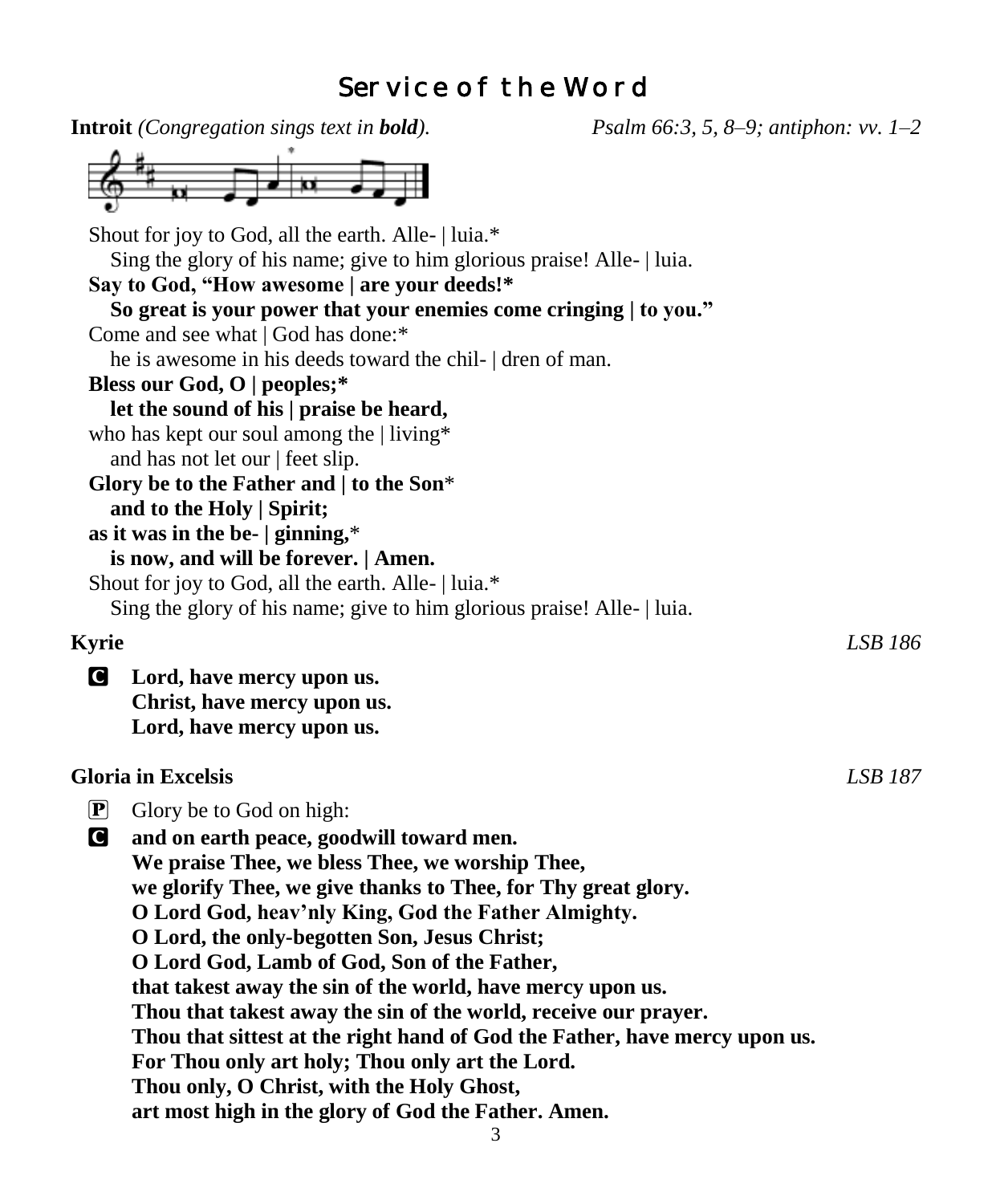# Service of the Word

**Introit** *(Congregation sings text in **bold**).* *Psalm 66:3, 5, 8–9; antiphon: vv. 1–2*

Shout for joy to God, all the earth. Alle- | luia.*
Sing the glory of his name; give to him glorious praise! Alle- | luia.
**Say to God, "How awesome | are your deeds!***
**So great is your power that your enemies come cringing | to you."**
Come and see what | God has done:*
he is awesome in his deeds toward the chil- | dren of man.
**Bless our God, O | peoples;***
**let the sound of his | praise be heard,**
who has kept our soul among the | living*
and has not let our | feet slip.
**Glory be to the Father and | to the Son***
**and to the Holy | Spirit;**
**as it was in the be- | ginning,***
**is now, and will be forever. | Amen.**
Shout for joy to God, all the earth. Alle- | luia.*
Sing the glory of his name; give to him glorious praise! Alle- | luia.

**Kyrie** *LSB 186*

C **Lord, have mercy upon us.**
**Christ, have mercy upon us.**
**Lord, have mercy upon us.**

**Gloria in Excelsis** *LSB 187*

P Glory be to God on high:

C **and on earth peace, goodwill toward men.**
**We praise Thee, we bless Thee, we worship Thee,**
**we glorify Thee, we give thanks to Thee, for Thy great glory.**
**O Lord God, heav'nly King, God the Father Almighty.**
**O Lord, the only-begotten Son, Jesus Christ;**
**O Lord God, Lamb of God, Son of the Father,**
**that takest away the sin of the world, have mercy upon us.**
**Thou that takest away the sin of the world, receive our prayer.**
**Thou that sittest at the right hand of God the Father, have mercy upon us.**
**For Thou only art holy; Thou only art the Lord.**
**Thou only, O Christ, with the Holy Ghost,**
**art most high in the glory of God the Father. Amen.**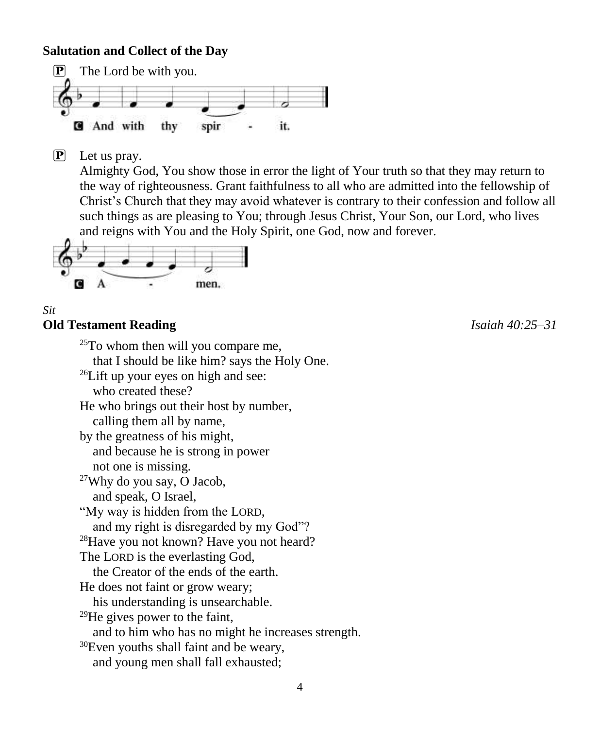**Salutation and Collect of the Day**

P The Lord be with you.

C And with thy spir - it.

P Let us pray.
Almighty God, You show those in error the light of Your truth so that they may return to the way of righteousness. Grant faithfulness to all who are admitted into the fellowship of Christ's Church that they may avoid whatever is contrary to their confession and follow all such things as are pleasing to You; through Jesus Christ, Your Son, our Lord, who lives and reigns with You and the Holy Spirit, one God, now and forever.

C A - men.

*Sit*

**Old Testament Reading** *Isaiah 40:25–31*

[25]To whom then will you compare me,
  that I should be like him? says the Holy One.
[26]Lift up your eyes on high and see:
  who created these?
He who brings out their host by number,
  calling them all by name,
by the greatness of his might,
  and because he is strong in power
  not one is missing.
[27]Why do you say, O Jacob,
  and speak, O Israel,
"My way is hidden from the LORD,
  and my right is disregarded by my God"?
[28]Have you not known? Have you not heard?
The LORD is the everlasting God,
  the Creator of the ends of the earth.
He does not faint or grow weary;
  his understanding is unsearchable.
[29]He gives power to the faint,
  and to him who has no might he increases strength.
[30]Even youths shall faint and be weary,
  and young men shall fall exhausted;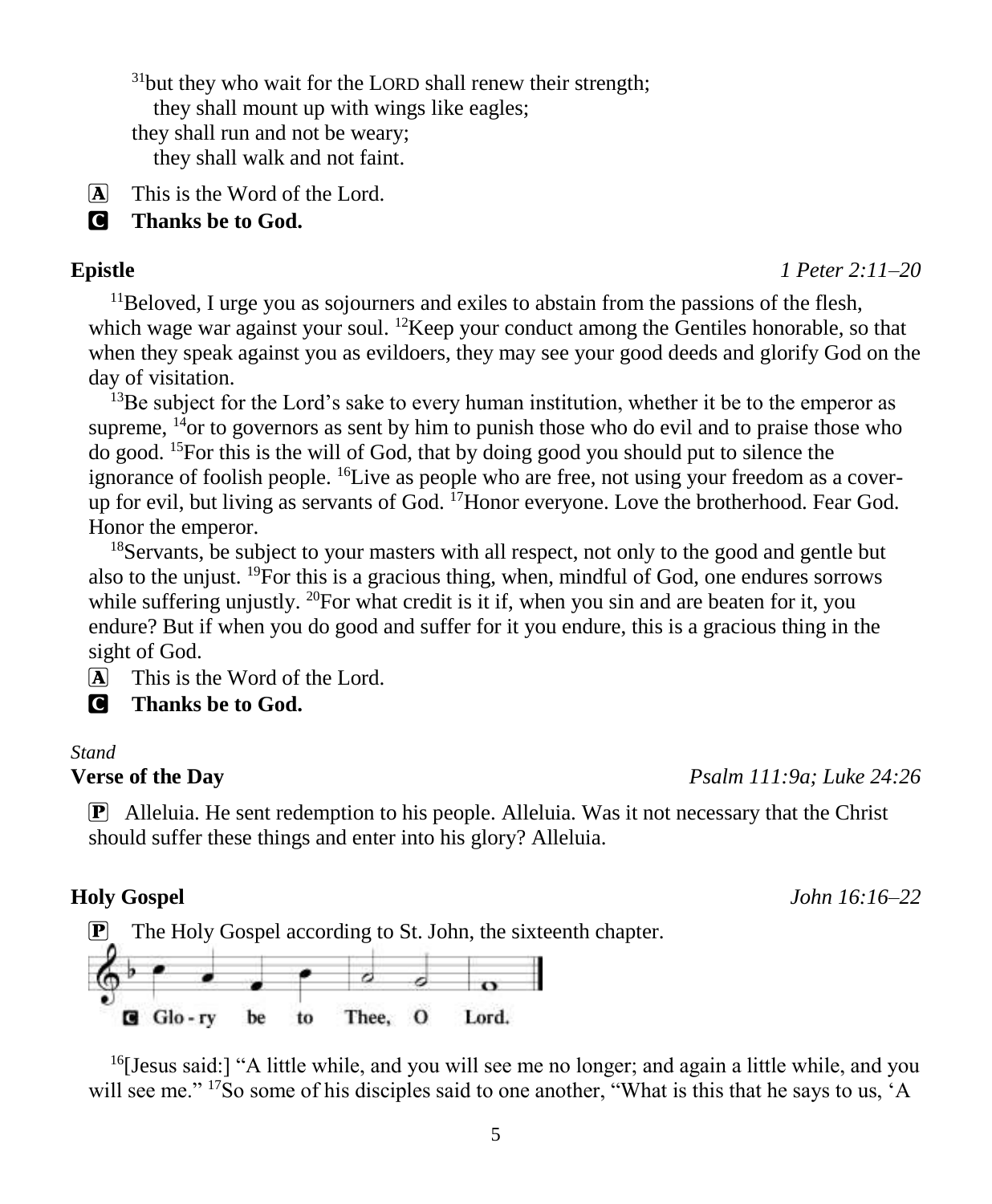[31]but they who wait for the LORD shall renew their strength;
they shall mount up with wings like eagles;
they shall run and not be weary;
they shall walk and not faint.

A This is the Word of the Lord.

C **Thanks be to God.**

**Epistle** *1 Peter 2:11–20*

[11]Beloved, I urge you as sojourners and exiles to abstain from the passions of the flesh, which wage war against your soul. [12]Keep your conduct among the Gentiles honorable, so that when they speak against you as evildoers, they may see your good deeds and glorify God on the day of visitation.

[13]Be subject for the Lord's sake to every human institution, whether it be to the emperor as supreme, [14]or to governors as sent by him to punish those who do evil and to praise those who do good. [15]For this is the will of God, that by doing good you should put to silence the ignorance of foolish people. [16]Live as people who are free, not using your freedom as a cover-up for evil, but living as servants of God. [17]Honor everyone. Love the brotherhood. Fear God. Honor the emperor.

[18]Servants, be subject to your masters with all respect, not only to the good and gentle but also to the unjust. [19]For this is a gracious thing, when, mindful of God, one endures sorrows while suffering unjustly. [20]For what credit is it if, when you sin and are beaten for it, you endure? But if when you do good and suffer for it you endure, this is a gracious thing in the sight of God.

A This is the Word of the Lord.

C **Thanks be to God.**

*Stand*

**Verse of the Day** *Psalm 111:9a; Luke 24:26*

P Alleluia. He sent redemption to his people. Alleluia. Was it not necessary that the Christ should suffer these things and enter into his glory? Alleluia.

**Holy Gospel** *John 16:16–22*

P The Holy Gospel according to St. John, the sixteenth chapter.

C Glo-ry be to Thee, O Lord.

[16][Jesus said:] "A little while, and you will see me no longer; and again a little while, and you will see me." [17]So some of his disciples said to one another, "What is this that he says to us, 'A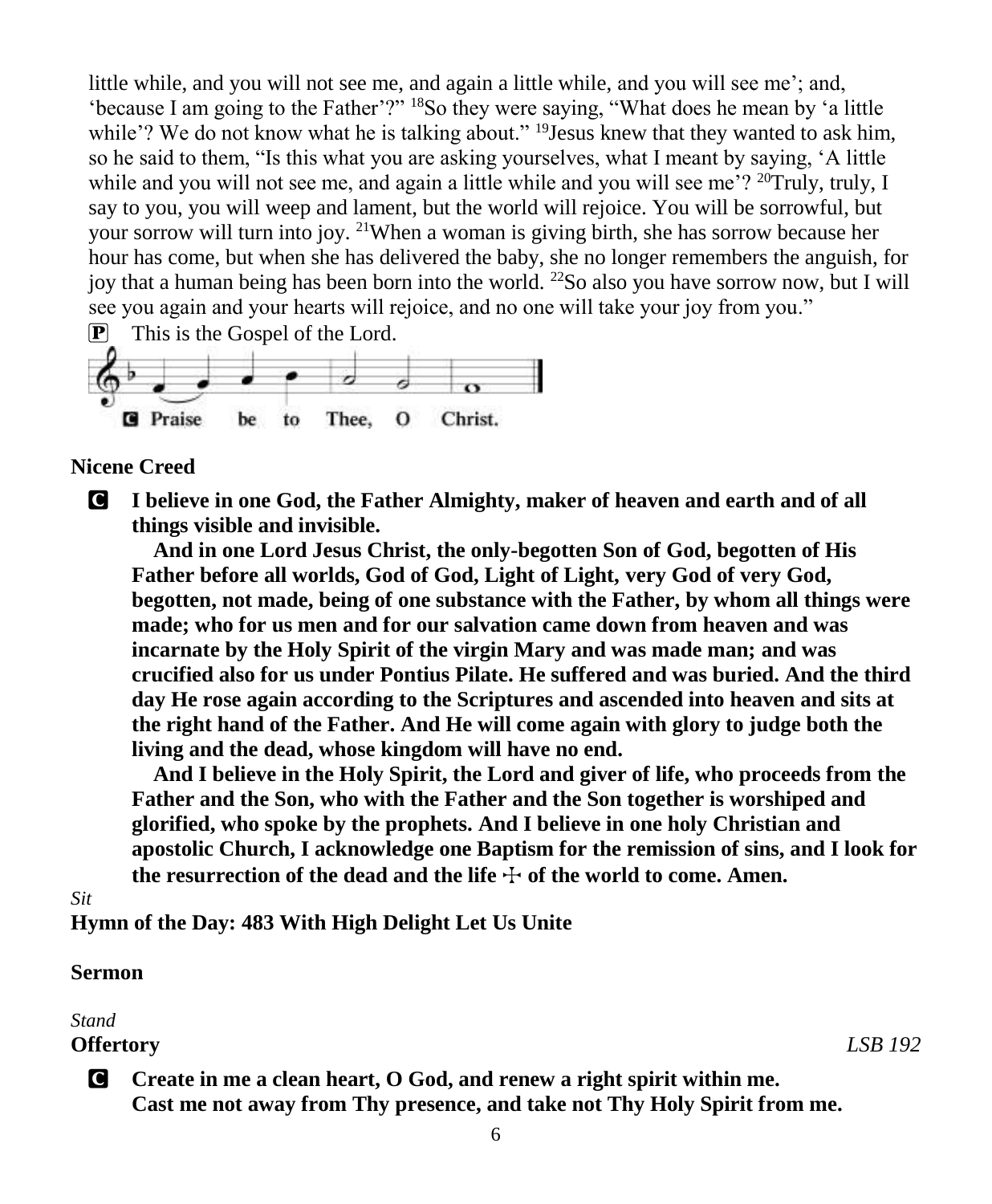little while, and you will not see me, and again a little while, and you will see me'; and, 'because I am going to the Father'?" [18]So they were saying, "What does he mean by 'a little while'? We do not know what he is talking about." [19]Jesus knew that they wanted to ask him, so he said to them, "Is this what you are asking yourselves, what I meant by saying, 'A little while and you will not see me, and again a little while and you will see me'? [20]Truly, truly, I say to you, you will weep and lament, but the world will rejoice. You will be sorrowful, but your sorrow will turn into joy. [21]When a woman is giving birth, she has sorrow because her hour has come, but when she has delivered the baby, she no longer remembers the anguish, for joy that a human being has been born into the world. [22]So also you have sorrow now, but I will see you again and your hearts will rejoice, and no one will take your joy from you."

P This is the Gospel of the Lord.

C **Praise be to Thee, O Christ.**

**Nicene Creed**

C **I believe in one God, the Father Almighty, maker of heaven and earth and of all things visible and invisible.**

**And in one Lord Jesus Christ, the only-begotten Son of God, begotten of His Father before all worlds, God of God, Light of Light, very God of very God, begotten, not made, being of one substance with the Father, by whom all things were made; who for us men and for our salvation came down from heaven and was incarnate by the Holy Spirit of the virgin Mary and was made man; and was crucified also for us under Pontius Pilate. He suffered and was buried. And the third day He rose again according to the Scriptures and ascended into heaven and sits at the right hand of the Father. And He will come again with glory to judge both the living and the dead, whose kingdom will have no end.**

**And I believe in the Holy Spirit, the Lord and giver of life, who proceeds from the Father and the Son, who with the Father and the Son together is worshiped and glorified, who spoke by the prophets. And I believe in one holy Christian and apostolic Church, I acknowledge one Baptism for the remission of sins, and I look for the resurrection of the dead and the life ☩ of the world to come. Amen.**

*Sit*

**Hymn of the Day: 483 With High Delight Let Us Unite**

**Sermon**

*Stand*

**Offertory** *LSB 192*

C **Create in me a clean heart, O God, and renew a right spirit within me. Cast me not away from Thy presence, and take not Thy Holy Spirit from me.**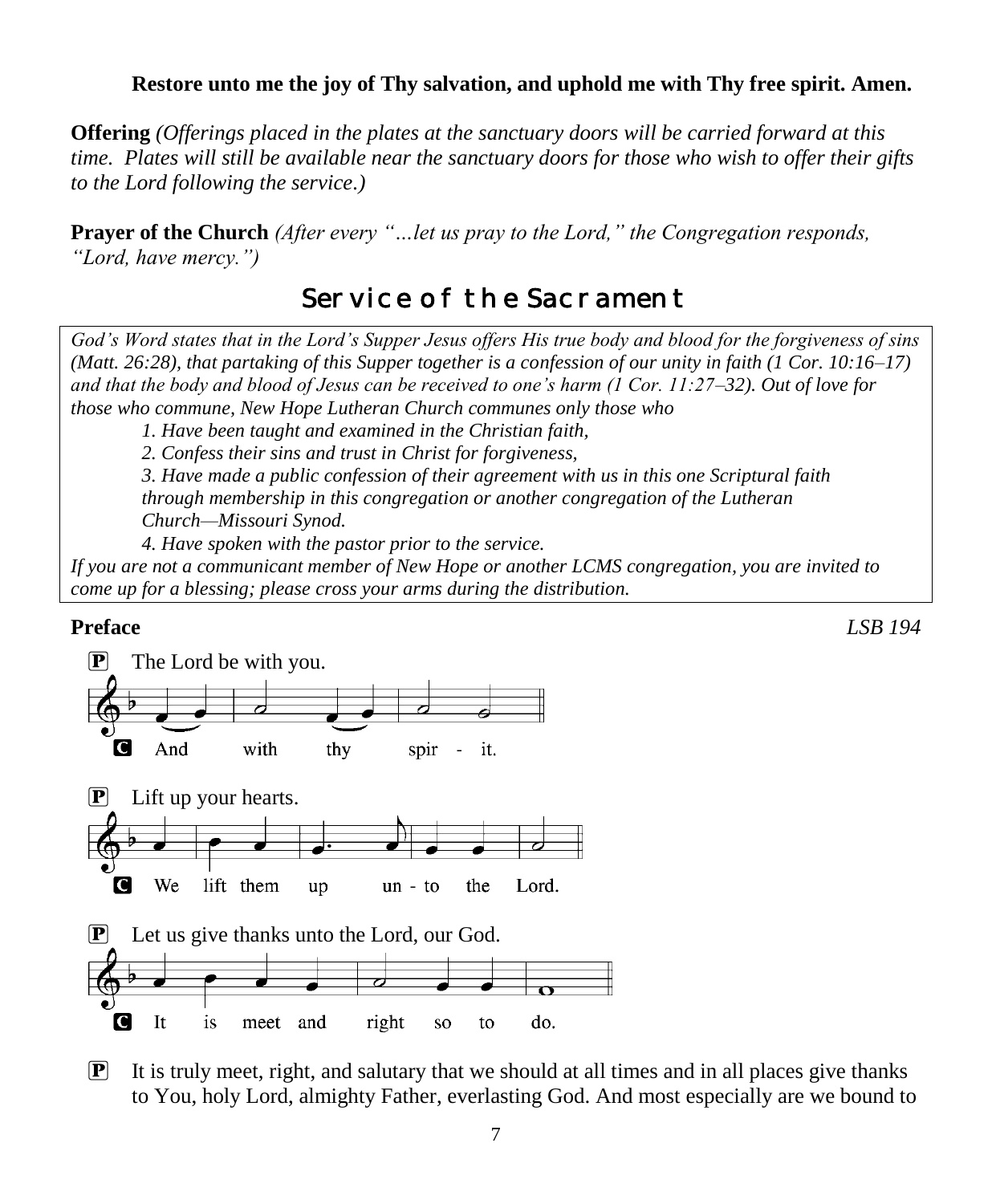**Restore unto me the joy of Thy salvation, and uphold me with Thy free spirit. Amen.**

**Offering** *(Offerings placed in the plates at the sanctuary doors will be carried forward at this time. Plates will still be available near the sanctuary doors for those who wish to offer their gifts to the Lord following the service.)*

**Prayer of the Church** *(After every "…let us pray to the Lord," the Congregation responds, "Lord, have mercy.")*

## Service of the Sacrament

*God's Word states that in the Lord's Supper Jesus offers His true body and blood for the forgiveness of sins (Matt. 26:28), that partaking of this Supper together is a confession of our unity in faith (1 Cor. 10:16–17) and that the body and blood of Jesus can be received to one's harm (1 Cor. 11:27–32). Out of love for those who commune, New Hope Lutheran Church communes only those who*

*1. Have been taught and examined in the Christian faith,*
*2. Confess their sins and trust in Christ for forgiveness,*
*3. Have made a public confession of their agreement with us in this one Scriptural faith through membership in this congregation or another congregation of the Lutheran Church—Missouri Synod.*
*4. Have spoken with the pastor prior to the service.*

*If you are not a communicant member of New Hope or another LCMS congregation, you are invited to come up for a blessing; please cross your arms during the distribution.*

**Preface** *LSB 194*

P The Lord be with you.

C And with thy spir - it.

P Lift up your hearts.

C We lift them up un - to the Lord.

P Let us give thanks unto the Lord, our God.

C It is meet and right so to do.

P It is truly meet, right, and salutary that we should at all times and in all places give thanks to You, holy Lord, almighty Father, everlasting God. And most especially are we bound to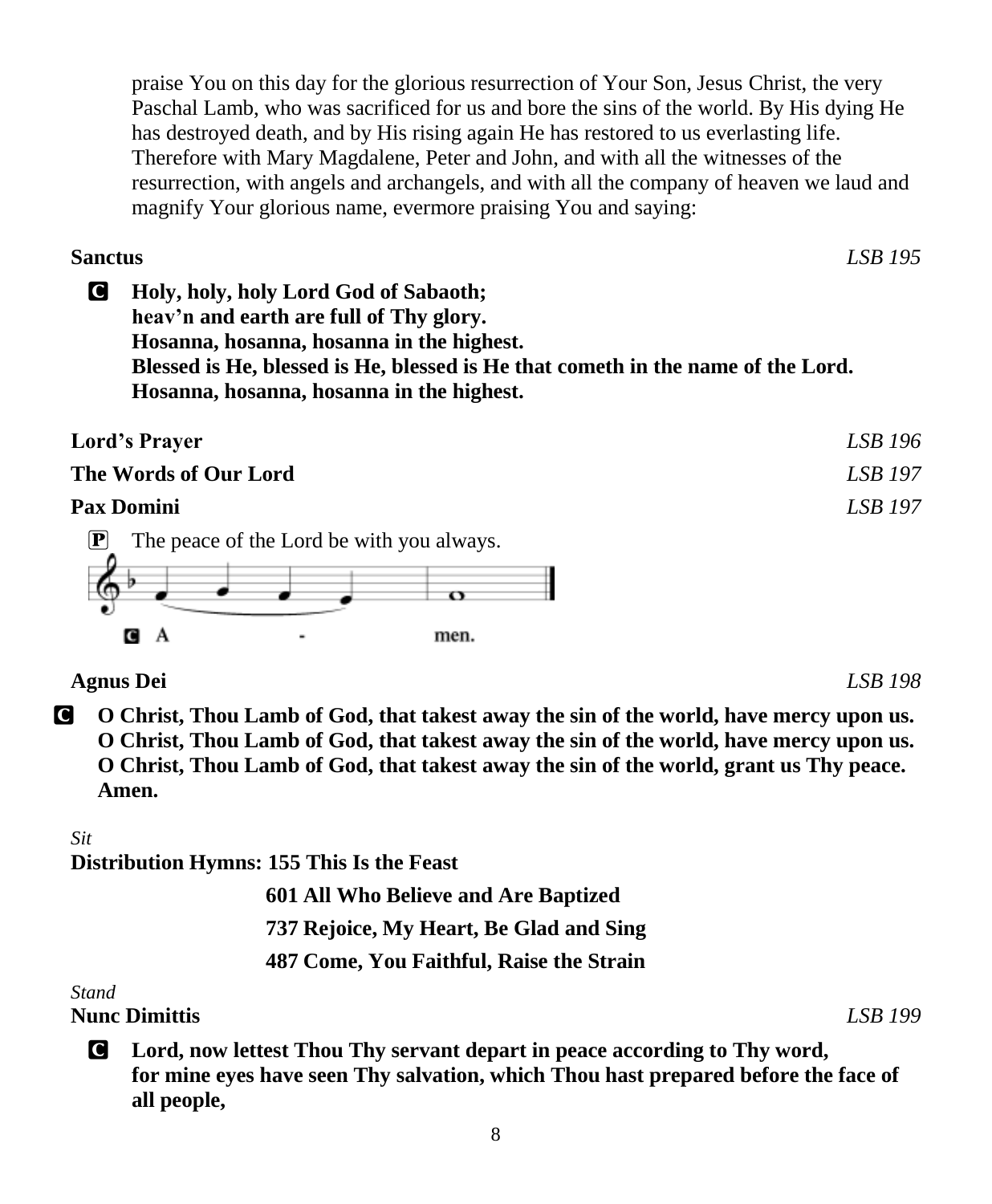praise You on this day for the glorious resurrection of Your Son, Jesus Christ, the very Paschal Lamb, who was sacrificed for us and bore the sins of the world. By His dying He has destroyed death, and by His rising again He has restored to us everlasting life. Therefore with Mary Magdalene, Peter and John, and with all the witnesses of the resurrection, with angels and archangels, and with all the company of heaven we laud and magnify Your glorious name, evermore praising You and saying:

**Sanctus** *LSB 195*

**C Holy, holy, holy Lord God of Sabaoth;**
**heav'n and earth are full of Thy glory.**
**Hosanna, hosanna, hosanna in the highest.**
**Blessed is He, blessed is He, blessed is He that cometh in the name of the Lord.**
**Hosanna, hosanna, hosanna in the highest.**

**Lord's Prayer** *LSB 196*

**The Words of Our Lord** *LSB 197*

**Pax Domini** *LSB 197*

P The peace of the Lord be with you always.

C A - men.

**Agnus Dei** *LSB 198*

**C O Christ, Thou Lamb of God, that takest away the sin of the world, have mercy upon us.**
**O Christ, Thou Lamb of God, that takest away the sin of the world, have mercy upon us.**
**O Christ, Thou Lamb of God, that takest away the sin of the world, grant us Thy peace.**
**Amen.**

*Sit*

**Distribution Hymns: 155 This Is the Feast**
**601 All Who Believe and Are Baptized**
**737 Rejoice, My Heart, Be Glad and Sing**
**487 Come, You Faithful, Raise the Strain**

*Stand*

**Nunc Dimittis** *LSB 199*

**C Lord, now lettest Thou Thy servant depart in peace according to Thy word,**
**for mine eyes have seen Thy salvation, which Thou hast prepared before the face of all people,**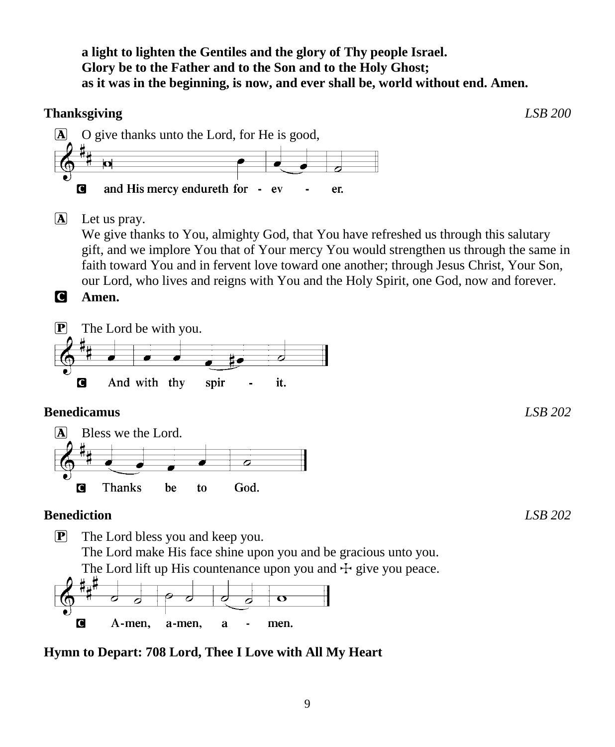**a light to lighten the Gentiles and the glory of Thy people Israel.**
**Glory be to the Father and to the Son and to the Holy Ghost;**
**as it was in the beginning, is now, and ever shall be, world without end. Amen.**

**Thanksgiving** *LSB 200*

A O give thanks unto the Lord, for He is good,

C **and His mercy endureth for - ev - er.**

A Let us pray.
We give thanks to You, almighty God, that You have refreshed us through this salutary gift, and we implore You that of Your mercy You would strengthen us through the same in faith toward You and in fervent love toward one another; through Jesus Christ, Your Son, our Lord, who lives and reigns with You and the Holy Spirit, one God, now and forever.

C **Amen.**

P The Lord be with you.

C **And with thy spir - it.**

**Benedicamus** *LSB 202*

A Bless we the Lord.

C **Thanks be to God.**

**Benediction** *LSB 202*

P The Lord bless you and keep you.
The Lord make His face shine upon you and be gracious unto you.
The Lord lift up His countenance upon you and ☩ give you peace.

C **A-men, a-men, a - men.**

**Hymn to Depart: 708 Lord, Thee I Love with All My Heart**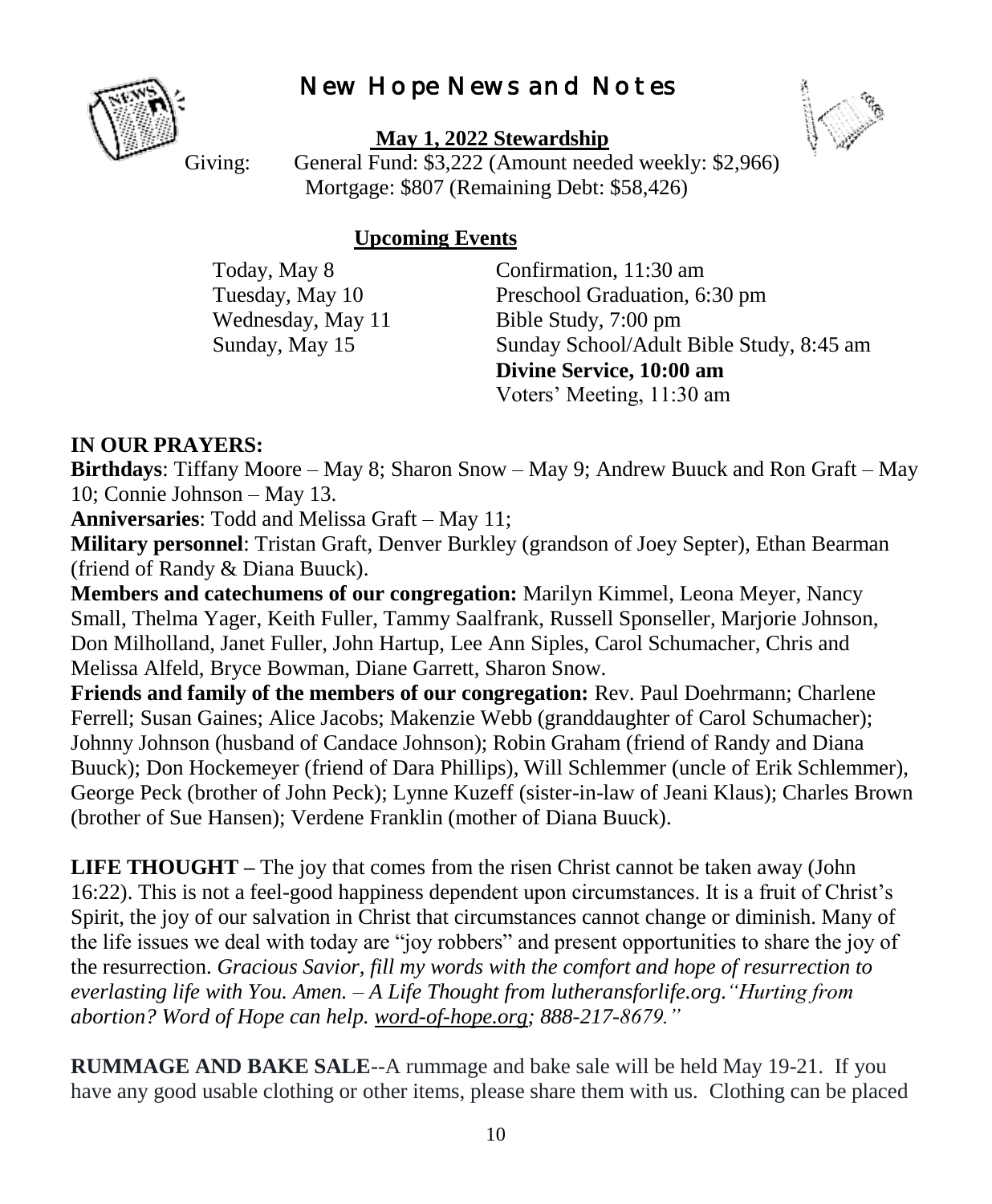# New Hope News and Notes

**May 1, 2022 Stewardship**

Giving: General Fund: $3,222 (Amount needed weekly: $2,966)
Mortgage: $807 (Remaining Debt: $58,426)

**Upcoming Events**

| | |
|---|---|
| Today, May 8 | Confirmation, 11:30 am |
| Tuesday, May 10 | Preschool Graduation, 6:30 pm |
| Wednesday, May 11 | Bible Study, 7:00 pm |
| Sunday, May 15 | Sunday School/Adult Bible Study, 8:45 am |
| | **Divine Service, 10:00 am** |
| | Voters' Meeting, 11:30 am |

**IN OUR PRAYERS:**

**Birthdays**: Tiffany Moore – May 8; Sharon Snow – May 9; Andrew Buuck and Ron Graft – May 10; Connie Johnson – May 13.

**Anniversaries**: Todd and Melissa Graft – May 11;

**Military personnel**: Tristan Graft, Denver Burkley (grandson of Joey Septer), Ethan Bearman (friend of Randy & Diana Buuck).

**Members and catechumens of our congregation:** Marilyn Kimmel, Leona Meyer, Nancy Small, Thelma Yager, Keith Fuller, Tammy Saalfrank, Russell Sponseller, Marjorie Johnson, Don Milholland, Janet Fuller, John Hartup, Lee Ann Siples, Carol Schumacher, Chris and Melissa Alfeld, Bryce Bowman, Diane Garrett, Sharon Snow.

**Friends and family of the members of our congregation:** Rev. Paul Doehrmann; Charlene Ferrell; Susan Gaines; Alice Jacobs; Makenzie Webb (granddaughter of Carol Schumacher); Johnny Johnson (husband of Candace Johnson); Robin Graham (friend of Randy and Diana Buuck); Don Hockemeyer (friend of Dara Phillips), Will Schlemmer (uncle of Erik Schlemmer), George Peck (brother of John Peck); Lynne Kuzeff (sister-in-law of Jeani Klaus); Charles Brown (brother of Sue Hansen); Verdene Franklin (mother of Diana Buuck).

**LIFE THOUGHT –** The joy that comes from the risen Christ cannot be taken away (John 16:22). This is not a feel-good happiness dependent upon circumstances. It is a fruit of Christ's Spirit, the joy of our salvation in Christ that circumstances cannot change or diminish. Many of the life issues we deal with today are "joy robbers" and present opportunities to share the joy of the resurrection. *Gracious Savior, fill my words with the comfort and hope of resurrection to everlasting life with You. Amen. – A Life Thought from lutheransforlife.org."Hurting from abortion? Word of Hope can help. word-of-hope.org; 888-217-8679."*

**RUMMAGE AND BAKE SALE**--A rummage and bake sale will be held May 19-21. If you have any good usable clothing or other items, please share them with us. Clothing can be placed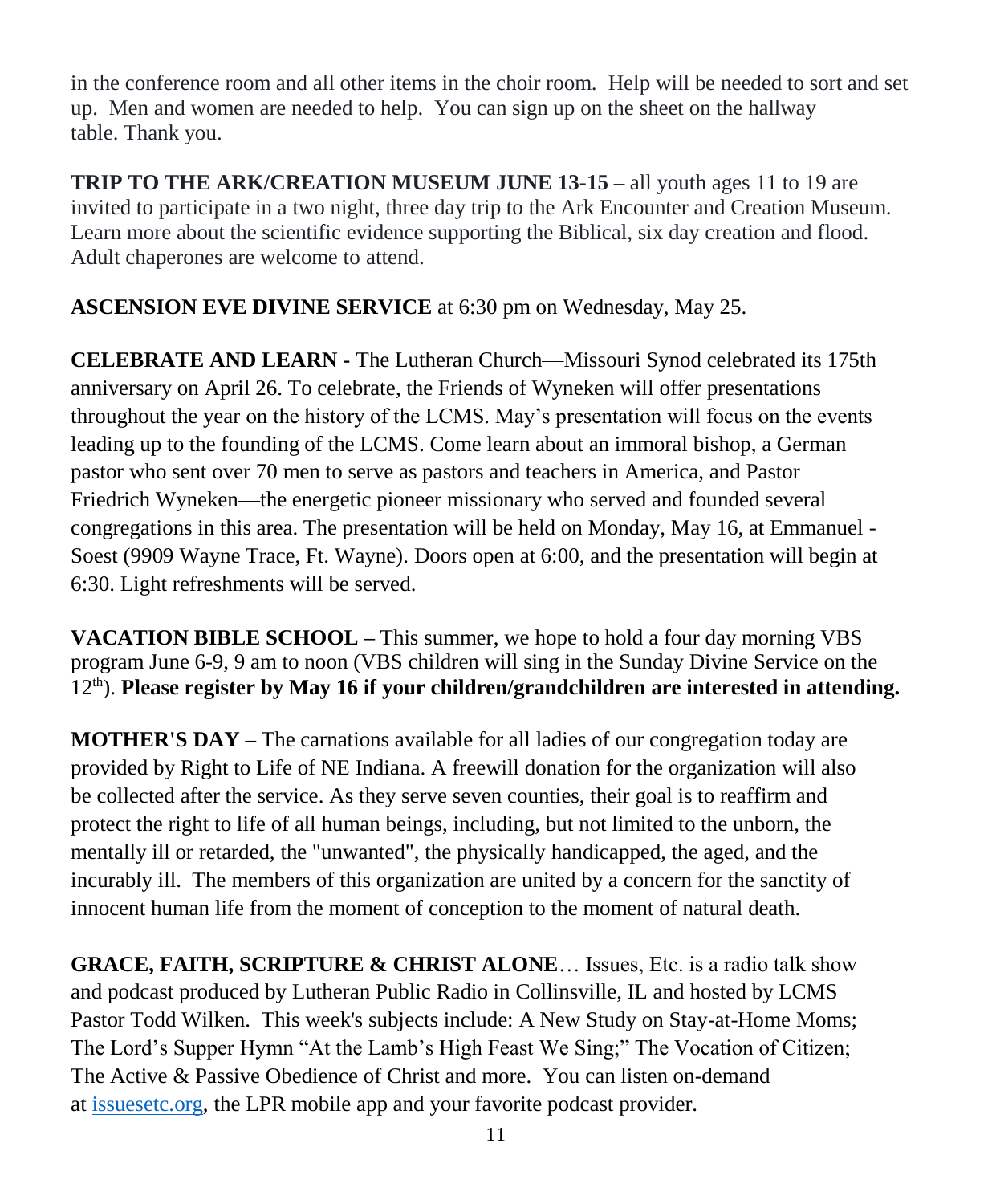in the conference room and all other items in the choir room.  Help will be needed to sort and set up.  Men and women are needed to help.  You can sign up on the sheet on the hallway table. Thank you.

**TRIP TO THE ARK/CREATION MUSEUM JUNE 13-15** – all youth ages 11 to 19 are invited to participate in a two night, three day trip to the Ark Encounter and Creation Museum. Learn more about the scientific evidence supporting the Biblical, six day creation and flood. Adult chaperones are welcome to attend.

**ASCENSION EVE DIVINE SERVICE** at 6:30 pm on Wednesday, May 25.

**CELEBRATE AND LEARN -** The Lutheran Church—Missouri Synod celebrated its 175th anniversary on April 26. To celebrate, the Friends of Wyneken will offer presentations throughout the year on the history of the LCMS. May's presentation will focus on the events leading up to the founding of the LCMS. Come learn about an immoral bishop, a German pastor who sent over 70 men to serve as pastors and teachers in America, and Pastor Friedrich Wyneken—the energetic pioneer missionary who served and founded several congregations in this area. The presentation will be held on Monday, May 16, at Emmanuel - Soest (9909 Wayne Trace, Ft. Wayne). Doors open at 6:00, and the presentation will begin at 6:30. Light refreshments will be served.

**VACATION BIBLE SCHOOL –** This summer, we hope to hold a four day morning VBS program June 6-9, 9 am to noon (VBS children will sing in the Sunday Divine Service on the 12th). **Please register by May 16 if your children/grandchildren are interested in attending.**

**MOTHER'S DAY –** The carnations available for all ladies of our congregation today are provided by Right to Life of NE Indiana. A freewill donation for the organization will also be collected after the service. As they serve seven counties, their goal is to reaffirm and protect the right to life of all human beings, including, but not limited to the unborn, the mentally ill or retarded, the "unwanted", the physically handicapped, the aged, and the incurably ill.  The members of this organization are united by a concern for the sanctity of innocent human life from the moment of conception to the moment of natural death.

**GRACE, FAITH, SCRIPTURE & CHRIST ALONE**… Issues, Etc. is a radio talk show and podcast produced by Lutheran Public Radio in Collinsville, IL and hosted by LCMS Pastor Todd Wilken.  This week's subjects include: A New Study on Stay-at-Home Moms; The Lord's Supper Hymn "At the Lamb's High Feast We Sing;" The Vocation of Citizen; The Active & Passive Obedience of Christ and more.  You can listen on-demand at issuesetc.org, the LPR mobile app and your favorite podcast provider.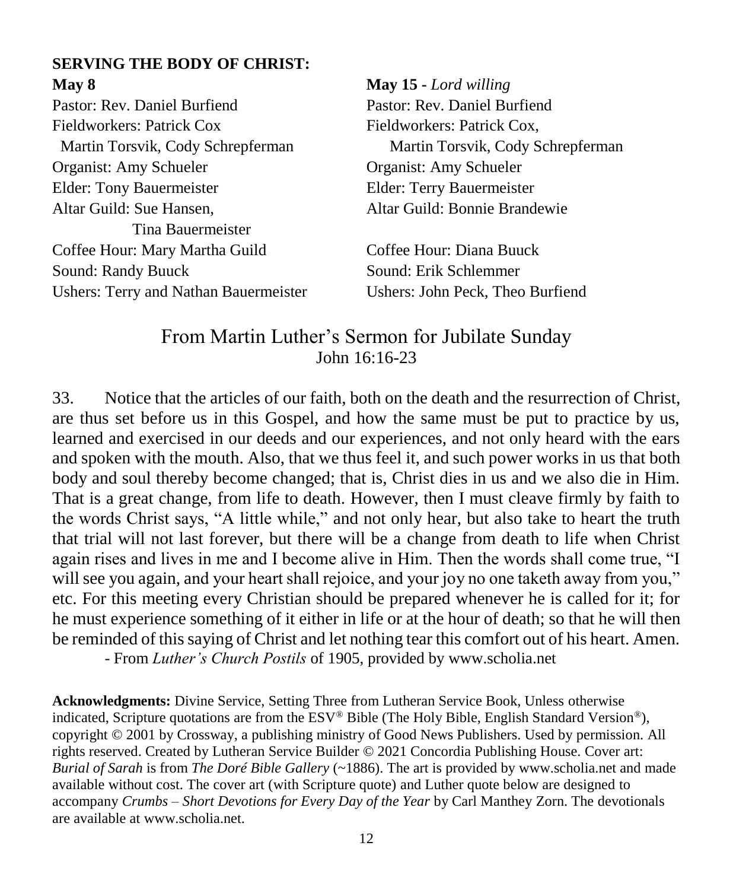**SERVING THE BODY OF CHRIST:**

**May 8**

Pastor: Rev. Daniel Burfiend
Fieldworkers: Patrick Cox
Martin Torsvik, Cody Schrepferman
Organist: Amy Schueler
Elder: Tony Bauermeister
Altar Guild: Sue Hansen,
Tina Bauermeister
Coffee Hour: Mary Martha Guild
Sound: Randy Buuck
Ushers: Terry and Nathan Bauermeister

**May 15 -** *Lord willing*

Pastor: Rev. Daniel Burfiend
Fieldworkers: Patrick Cox,
Martin Torsvik, Cody Schrepferman
Organist: Amy Schueler
Elder: Terry Bauermeister
Altar Guild: Bonnie Brandewie

Coffee Hour: Diana Buuck
Sound: Erik Schlemmer
Ushers: John Peck, Theo Burfiend

## From Martin Luther's Sermon for Jubilate Sunday

John 16:16-23

33. Notice that the articles of our faith, both on the death and the resurrection of Christ, are thus set before us in this Gospel, and how the same must be put to practice by us, learned and exercised in our deeds and our experiences, and not only heard with the ears and spoken with the mouth. Also, that we thus feel it, and such power works in us that both body and soul thereby become changed; that is, Christ dies in us and we also die in Him. That is a great change, from life to death. However, then I must cleave firmly by faith to the words Christ says, "A little while," and not only hear, but also take to heart the truth that trial will not last forever, but there will be a change from death to life when Christ again rises and lives in me and I become alive in Him. Then the words shall come true, "I will see you again, and your heart shall rejoice, and your joy no one taketh away from you," etc. For this meeting every Christian should be prepared whenever he is called for it; for he must experience something of it either in life or at the hour of death; so that he will then be reminded of this saying of Christ and let nothing tear this comfort out of his heart. Amen.

- From *Luther's Church Postils* of 1905, provided by www.scholia.net

**Acknowledgments:** Divine Service, Setting Three from Lutheran Service Book, Unless otherwise indicated, Scripture quotations are from the ESV® Bible (The Holy Bible, English Standard Version®), copyright © 2001 by Crossway, a publishing ministry of Good News Publishers. Used by permission. All rights reserved. Created by Lutheran Service Builder © 2021 Concordia Publishing House. Cover art: *Burial of Sarah* is from *The Doré Bible Gallery* (~1886). The art is provided by www.scholia.net and made available without cost. The cover art (with Scripture quote) and Luther quote below are designed to accompany *Crumbs – Short Devotions for Every Day of the Year* by Carl Manthey Zorn. The devotionals are available at www.scholia.net.